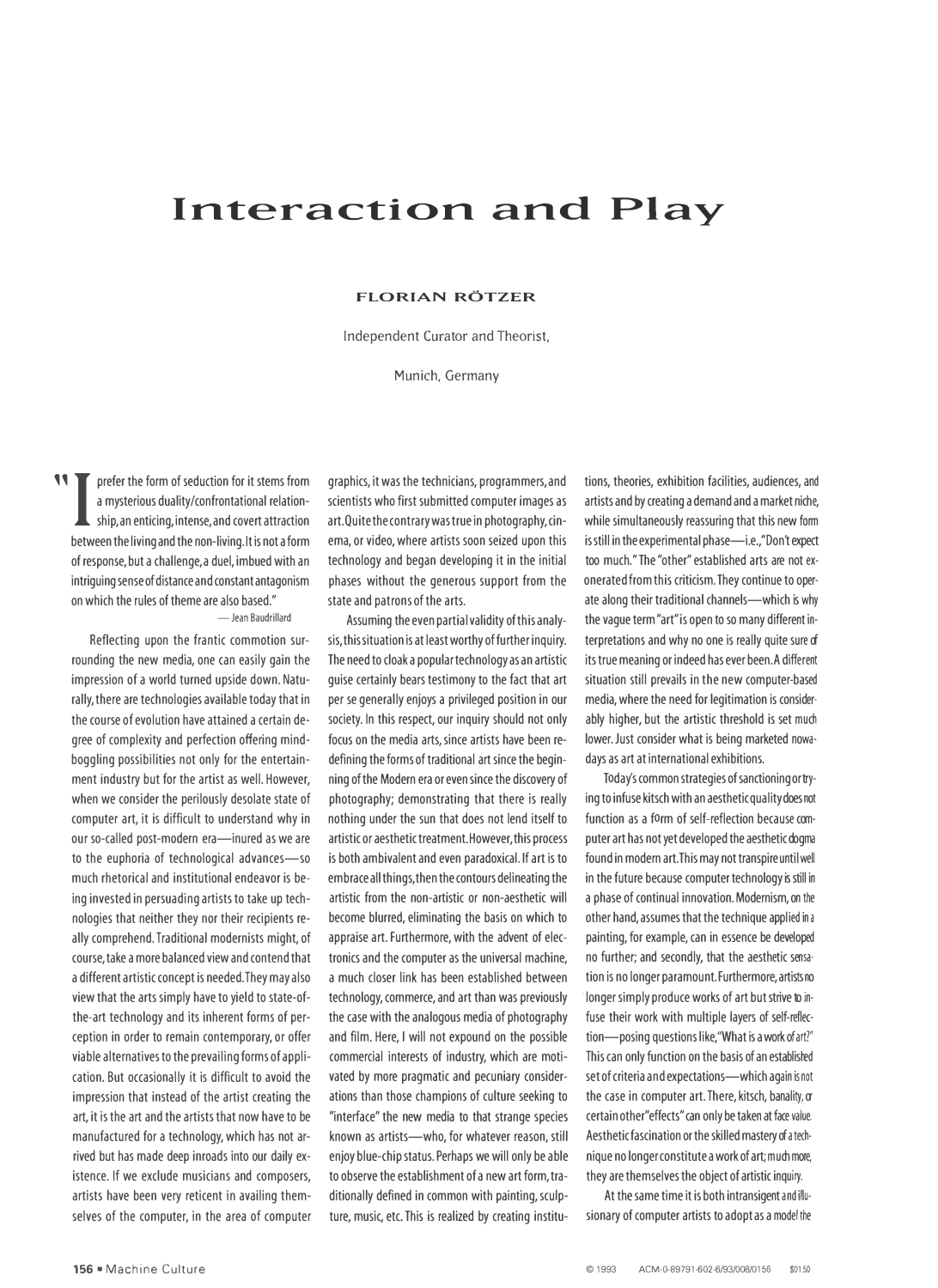# Interaction and Play

**FLORIAN RÖTZER**

Independent Curator and Theorist,

Munich, Germany

"I prefer the form of seduction for it stems from a mysterious duality/confrontational relationship, an enticing, intense, and covert attraction between the living and the non-living. It is not a form of response, but a challenge, a duel, imbued with an intriguing sense of distance and constant antagonism on which the rules of theme are also based."

— Jean Baudrillard

Reflecting upon the frantic commotion surrounding the new media, one can easily gain the impression of a world turned upside down. Naturally, there are technologies available today that in the course of evolution have attained a certain degree of complexity and perfection offering mind-boggling possibilities not only for the entertainment industry but for the artist as well. However, when we consider the perilously desolate state of computer art, it is difficult to understand why in our so-called post-modern era—inured as we are to the euphoria of technological advances—so much rhetorical and institutional endeavor is being invested in persuading artists to take up technologies that neither they nor their recipients really comprehend. Traditional modernists might, of course, take a more balanced view and contend that a different artistic concept is needed. They may also view that the arts simply have to yield to state-of-the-art technology and its inherent forms of perception in order to remain contemporary, or offer viable alternatives to the prevailing forms of application. But occasionally it is difficult to avoid the impression that instead of the artist creating the art, it is the art and the artists that now have to be manufactured for a technology, which has not arrived but has made deep inroads into our daily existence. If we exclude musicians and composers, artists have been very reticent in availing themselves of the computer, in the area of computer graphics, it was the technicians, programmers, and scientists who first submitted computer images as art. Quite the contrary was true in photography, cinema, or video, where artists soon seized upon this technology and began developing it in the initial phases without the generous support from the state and patrons of the arts.

Assuming the even partial validity of this analysis, this situation is at least worthy of further inquiry. The need to cloak a popular technology as an artistic guise certainly bears testimony to the fact that art per se generally enjoys a privileged position in our society. In this respect, our inquiry should not only focus on the media arts, since artists have been redefining the forms of traditional art since the beginning of the Modern era or even since the discovery of photography; demonstrating that there is really nothing under the sun that does not lend itself to artistic or aesthetic treatment. However, this process is both ambivalent and even paradoxical. If art is to embrace all things, then the contours delineating the artistic from the non-artistic or non-aesthetic will become blurred, eliminating the basis on which to appraise art. Furthermore, with the advent of electronics and the computer as the universal machine, a much closer link has been established between technology, commerce, and art than was previously the case with the analogous media of photography and film. Here, I will not expound on the possible commercial interests of industry, which are motivated by more pragmatic and pecuniary considerations than those champions of culture seeking to "interface" the new media to that strange species known as artists—who, for whatever reason, still enjoy blue-chip status. Perhaps we will only be able to observe the establishment of a new art form, traditionally defined in common with painting, sculpture, music, etc. This is realized by creating institutions, theories, exhibition facilities, audiences, and artists and by creating a demand and a market niche, while simultaneously reassuring that this new form is still in the experimental phase—i.e., "Don't expect too much." The "other" established arts are not exonerated from this criticism. They continue to operate along their traditional channels—which is why the vague term "art" is open to so many different interpretations and why no one is really quite sure of its true meaning or indeed has ever been. A different situation still prevails in the new computer-based media, where the need for legitimation is considerably higher, but the artistic threshold is set much lower. Just consider what is being marketed nowadays as art at international exhibitions.

Today's common strategies of sanctioning or trying to infuse kitsch with an aesthetic quality does not function as a form of self-reflection because computer art has not yet developed the aesthetic dogma found in modern art. This may not transpire until well in the future because computer technology is still in a phase of continual innovation. Modernism, on the other hand, assumes that the technique applied in a painting, for example, can in essence be developed no further; and secondly, that the aesthetic sensation is no longer paramount. Furthermore, artists no longer simply produce works of art but strive to infuse their work with multiple layers of self-reflection—posing questions like, "What is a work of art?" This can only function on the basis of an established set of criteria and expectations—which again is not the case in computer art. There, kitsch, banality, or certain other "effects" can only be taken at face value. Aesthetic fascination or the skilled mastery of a technique no longer constitute a work of art; much more, they are themselves the object of artistic inquiry.

At the same time it is both intransigent and illusionary of computer artists to adopt as a model the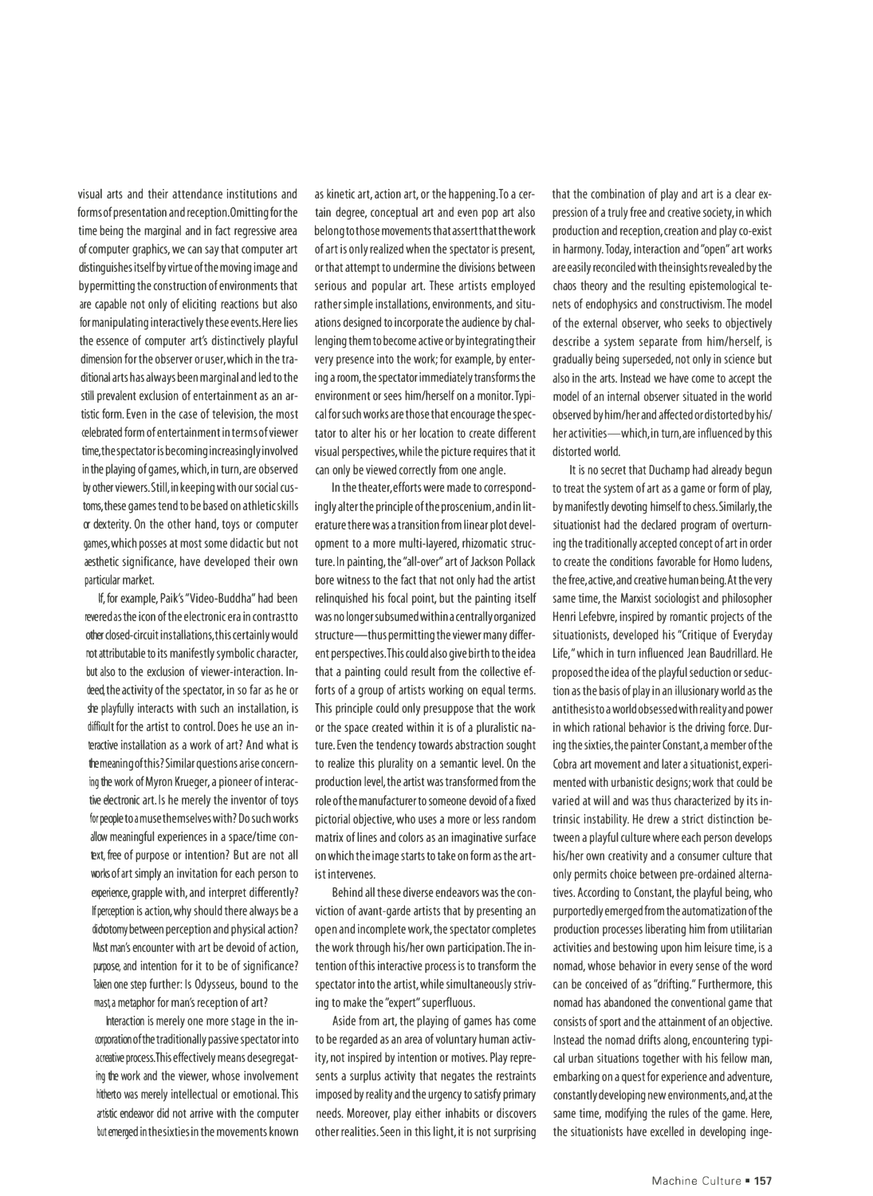visual arts and their attendance institutions and forms of presentation and reception. Omitting for the time being the marginal and in fact regressive area of computer graphics, we can say that computer art distinguishes itself by virtue of the moving image and by permitting the construction of environments that are capable not only of eliciting reactions but also for manipulating interactively these events. Here lies the essence of computer art's distinctively playful dimension for the observer or user, which in the traditional arts has always been marginal and led to the still prevalent exclusion of entertainment as an artistic form. Even in the case of television, the most celebrated form of entertainment in terms of viewer time, the spectator is becoming increasingly involved in the playing of games, which, in turn, are observed by other viewers. Still, in keeping with our social customs, these games tend to be based on athletic skills or dexterity. On the other hand, toys or computer games, which posses at most some didactic but not aesthetic significance, have developed their own particular market.

If, for example, Paik's "Video-Buddha" had been revered as the icon of the electronic era in contrast to other closed-circuit installations, this certainly would not attributable to its manifestly symbolic character, but also to the exclusion of viewer-interaction. Indeed, the activity of the spectator, in so far as he or she playfully interacts with such an installation, is difficult for the artist to control. Does he use an interactive installation as a work of art? And what is the meaning of this? Similar questions arise concerning the work of Myron Krueger, a pioneer of interactive electronic art. Is he merely the inventor of toys for people to amuse themselves with? Do such works allow meaningful experiences in a space/time context, free of purpose or intention? But are not all works of art simply an invitation for each person to experience, grapple with, and interpret differently? If perception is action, why should there always be a dichotomy between perception and physical action? Must man's encounter with art be devoid of action, purpose, and intention for it to be of significance? Taken one step further: Is Odysseus, bound to the mast, a metaphor for man's reception of art?

Interaction is merely one more stage in the incorporation of the traditionally passive spectator into a creative process. This effectively means desegregating the work and the viewer, whose involvement hitherto was merely intellectual or emotional. This artistic endeavor did not arrive with the computer but emerged in the sixties in the movements known as kinetic art, action art, or the happening. To a certain degree, conceptual art and even pop art also belong to those movements that assert that the work of art is only realized when the spectator is present, or that attempt to undermine the divisions between serious and popular art. These artists employed rather simple installations, environments, and situations designed to incorporate the audience by challenging them to become active or by integrating their very presence into the work; for example, by entering a room, the spectator immediately transforms the environment or sees him/herself on a monitor. Typical for such works are those that encourage the spectator to alter his or her location to create different visual perspectives, while the picture requires that it can only be viewed correctly from one angle.

In the theater, efforts were made to correspondingly alter the principle of the proscenium, and in literature there was a transition from linear plot development to a more multi-layered, rhizomatic structure. In painting, the "all-over" art of Jackson Pollack bore witness to the fact that not only had the artist relinquished his focal point, but the painting itself was no longer subsumed within a centrally organized structure—thus permitting the viewer many different perspectives. This could also give birth to the idea that a painting could result from the collective efforts of a group of artists working on equal terms. This principle could only presuppose that the work or the space created within it is of a pluralistic nature. Even the tendency towards abstraction sought to realize this plurality on a semantic level. On the production level, the artist was transformed from the role of the manufacturer to someone devoid of a fixed pictorial objective, who uses a more or less random matrix of lines and colors as an imaginative surface on which the image starts to take on form as the artist intervenes.

Behind all these diverse endeavors was the conviction of avant-garde artists that by presenting an open and incomplete work, the spectator completes the work through his/her own participation. The intention of this interactive process is to transform the spectator into the artist, while simultaneously striving to make the "expert" superfluous.

Aside from art, the playing of games has come to be regarded as an area of voluntary human activity, not inspired by intention or motives. Play represents a surplus activity that negates the restraints imposed by reality and the urgency to satisfy primary needs. Moreover, play either inhabits or discovers other realities. Seen in this light, it is not surprising that the combination of play and art is a clear expression of a truly free and creative society, in which production and reception, creation and play co-exist in harmony. Today, interaction and "open" art works are easily reconciled with the insights revealed by the chaos theory and the resulting epistemological tenets of endophysics and constructivism. The model of the external observer, who seeks to objectively describe a system separate from him/herself, is gradually being superseded, not only in science but also in the arts. Instead we have come to accept the model of an internal observer situated in the world observed by him/her and affected or distorted by his/her activities—which, in turn, are influenced by this distorted world.

It is no secret that Duchamp had already begun to treat the system of art as a game or form of play, by manifestly devoting himself to chess. Similarly, the situationist had the declared program of overturning the traditionally accepted concept of art in order to create the conditions favorable for Homo ludens, the free, active, and creative human being. At the very same time, the Marxist sociologist and philosopher Henri Lefebvre, inspired by romantic projects of the situationists, developed his "Critique of Everyday Life," which in turn influenced Jean Baudrillard. He proposed the idea of the playful seduction or seduction as the basis of play in an illusionary world as the antithesis to a world obsessed with reality and power in which rational behavior is the driving force. During the sixties, the painter Constant, a member of the Cobra art movement and later a situationist, experimented with urbanistic designs; work that could be varied at will and was thus characterized by its intrinsic instability. He drew a strict distinction between a playful culture where each person develops his/her own creativity and a consumer culture that only permits choice between pre-ordained alternatives. According to Constant, the playful being, who purportedly emerged from the automatization of the production processes liberating him from utilitarian activities and bestowing upon him leisure time, is a nomad, whose behavior in every sense of the word can be conceived of as "drifting." Furthermore, this nomad has abandoned the conventional game that consists of sport and the attainment of an objective. Instead the nomad drifts along, encountering typical urban situations together with his fellow man, embarking on a quest for experience and adventure, constantly developing new environments, and, at the same time, modifying the rules of the game. Here, the situationists have excelled in developing inge-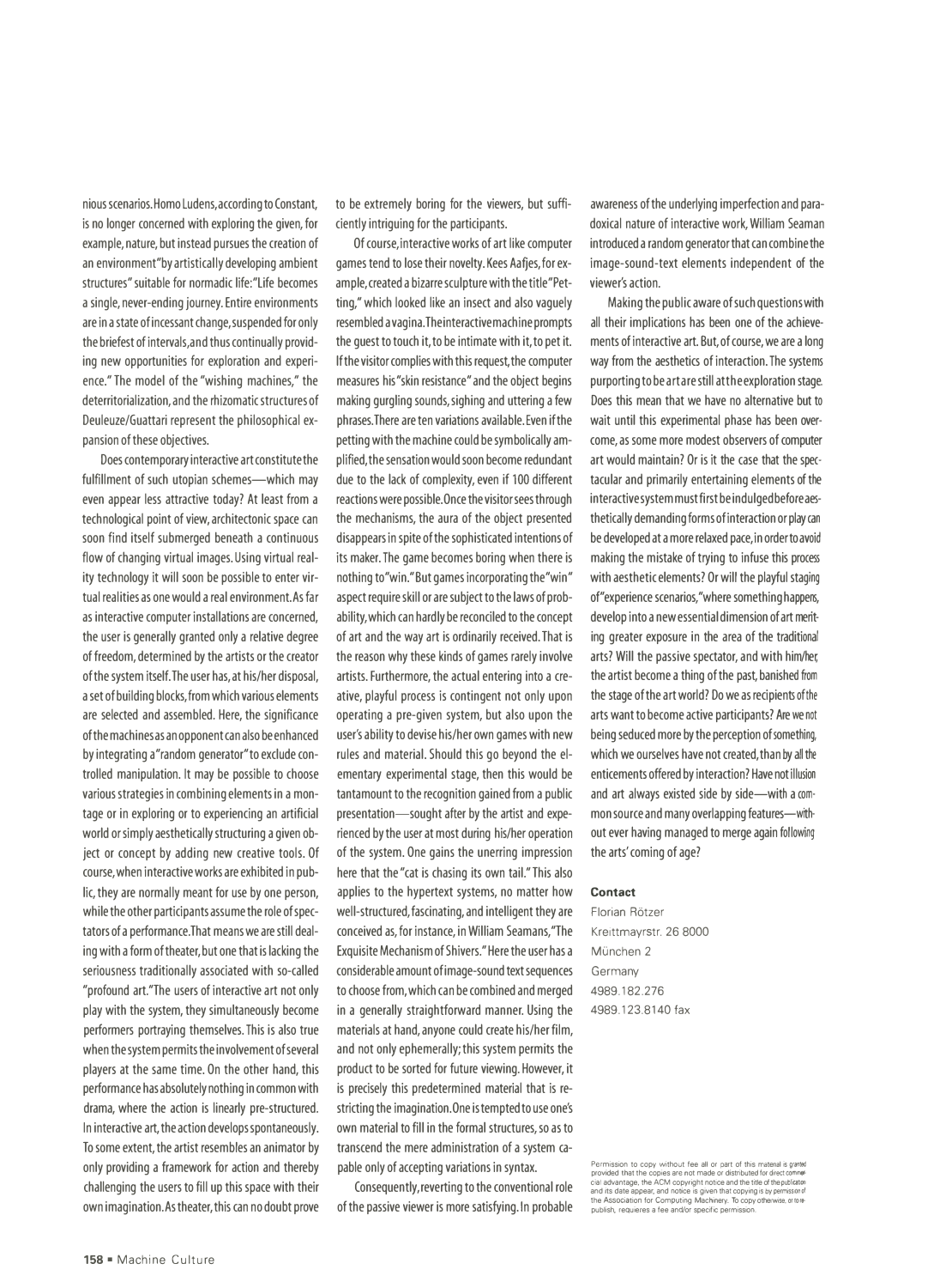nious scenarios. Homo Ludens, according to Constant, is no longer concerned with exploring the given, for example, nature, but instead pursues the creation of an environment "by artistically developing ambient structures" suitable for normadic life: "Life becomes a single, never-ending journey. Entire environments are in a state of incessant change, suspended for only the briefest of intervals, and thus continually providing new opportunities for exploration and experience." The model of the "wishing machines," the deterritorialization, and the rhizomatic structures of Deuleuze/Guattari represent the philosophical expansion of these objectives.

Does contemporary interactive art constitute the fulfillment of such utopian schemes—which may even appear less attractive today? At least from a technological point of view, architectonic space can soon find itself submerged beneath a continuous flow of changing virtual images. Using virtual reality technology it will soon be possible to enter virtual realities as one would a real environment. As far as interactive computer installations are concerned, the user is generally granted only a relative degree of freedom, determined by the artists or the creator of the system itself. The user has, at his/her disposal, a set of building blocks, from which various elements are selected and assembled. Here, the significance of the machines as an opponent can also be enhanced by integrating a "random generator" to exclude controlled manipulation. It may be possible to choose various strategies in combining elements in a montage or in exploring or to experiencing an artificial world or simply aesthetically structuring a given object or concept by adding new creative tools. Of course, when interactive works are exhibited in public, they are normally meant for use by one person, while the other participants assume the role of spectators of a performance. That means we are still dealing with a form of theater, but one that is lacking the seriousness traditionally associated with so-called "profound art." The users of interactive art not only play with the system, they simultaneously become performers portraying themselves. This is also true when the system permits the involvement of several players at the same time. On the other hand, this performance has absolutely nothing in common with drama, where the action is linearly pre-structured. In interactive art, the action develops spontaneously. To some extent, the artist resembles an animator by only providing a framework for action and thereby challenging the users to fill up this space with their own imagination. As theater, this can no doubt prove to be extremely boring for the viewers, but sufficiently intriguing for the participants.

Of course, interactive works of art like computer games tend to lose their novelty. Kees Aafjes, for example, created a bizarre sculpture with the title "Petting," which looked like an insect and also vaguely resembled a vagina. The interactive machine prompts the guest to touch it, to be intimate with it, to pet it. If the visitor complies with this request, the computer measures his "skin resistance" and the object begins making gurgling sounds, sighing and uttering a few phrases. There are ten variations available. Even if the petting with the machine could be symbolically amplified, the sensation would soon become redundant due to the lack of complexity, even if 100 different reactions were possible. Once the visitor sees through the mechanisms, the aura of the object presented disappears in spite of the sophisticated intentions of its maker. The game becomes boring when there is nothing to "win." But games incorporating the "win" aspect require skill or are subject to the laws of probability, which can hardly be reconciled to the concept of art and the way art is ordinarily received. That is the reason why these kinds of games rarely involve artists. Furthermore, the actual entering into a creative, playful process is contingent not only upon operating a pre-given system, but also upon the user's ability to devise his/her own games with new rules and material. Should this go beyond the elementary experimental stage, then this would be tantamount to the recognition gained from a public presentation—sought after by the artist and experienced by the user at most during his/her operation of the system. One gains the unerring impression here that the "cat is chasing its own tail." This also applies to the hypertext systems, no matter how well-structured, fascinating, and intelligent they are conceived as, for instance, in William Seamans, "The Exquisite Mechanism of Shivers." Here the user has a considerable amount of image-sound text sequences to choose from, which can be combined and merged in a generally straightforward manner. Using the materials at hand, anyone could create his/her film, and not only ephemerally; this system permits the product to be sorted for future viewing. However, it is precisely this predetermined material that is restricting the imagination. One is tempted to use one's own material to fill in the formal structures, so as to transcend the mere administration of a system capable only of accepting variations in syntax.

Consequently, reverting to the conventional role of the passive viewer is more satisfying. In probable awareness of the underlying imperfection and paradoxical nature of interactive work, William Seaman introduced a random generator that can combine the image-sound-text elements independent of the viewer's action.

Making the public aware of such questions with all their implications has been one of the achievements of interactive art. But, of course, we are a long way from the aesthetics of interaction. The systems purporting to be art are still at the exploration stage. Does this mean that we have no alternative but to wait until this experimental phase has been overcome, as some more modest observers of computer art would maintain? Or is it the case that the spectacular and primarily entertaining elements of the interactive system must first be indulged before aesthetically demanding forms of interaction or play can be developed at a more relaxed pace, in order to avoid making the mistake of trying to infuse this process with aesthetic elements? Or will the playful staging of "experience scenarios," where something happens, develop into a new essential dimension of art meriting greater exposure in the area of the traditional arts? Will the passive spectator, and with him/her, the artist become a thing of the past, banished from the stage of the art world? Do we as recipients of the arts want to become active participants? Are we not being seduced more by the perception of something, which we ourselves have not created, than by all the enticements offered by interaction? Have not illusion and art always existed side by side—with a common source and many overlapping features—without ever having managed to merge again following the arts' coming of age?

**Contact**

Florian Rötzer
Kreittmayrstr. 26 8000
München 2
Germany
4989.182.276
4989.123.8140 fax

Permission to copy without fee all or part of this material is granted provided that the copies are not made or distributed for direct commercial advantage, the ACM copyright notice and the title of the publication and its date appear, and notice is given that copying is by permission of the Association for Computing Machinery. To copy otherwise, or to republish, requieres a fee and/or specific permisson.